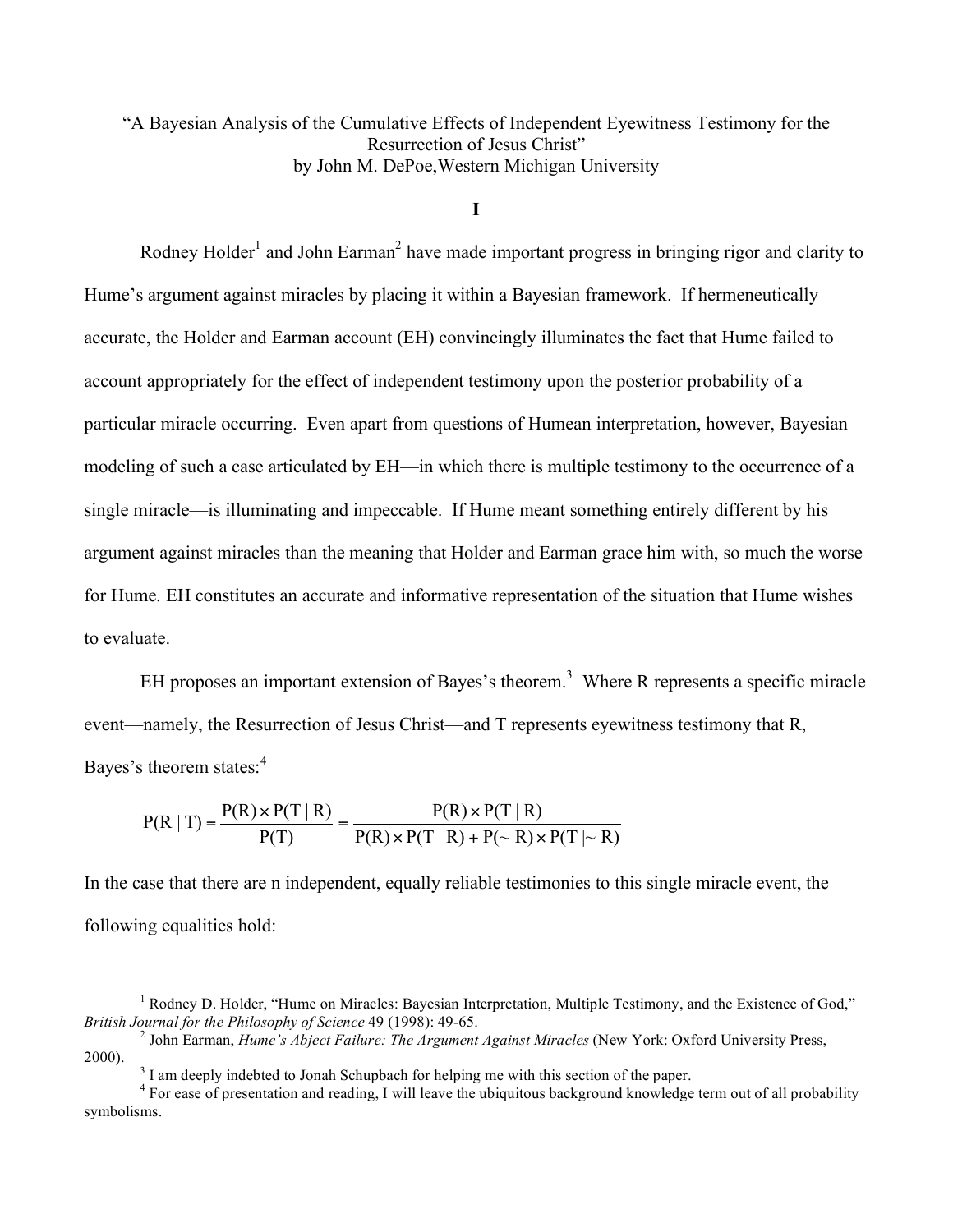"A Bayesian Analysis of the Cumulative Effects of Independent Eyewitness Testimony for the Resurrection of Jesus Christ"
by John M. DePoe, Western Michigan University

## I

Rodney Holder[1] and John Earman[2] have made important progress in bringing rigor and clarity to Hume's argument against miracles by placing it within a Bayesian framework. If hermeneutically accurate, the Holder and Earman account (EH) convincingly illuminates the fact that Hume failed to account appropriately for the effect of independent testimony upon the posterior probability of a particular miracle occurring. Even apart from questions of Humean interpretation, however, Bayesian modeling of such a case articulated by EH—in which there is multiple testimony to the occurrence of a single miracle—is illuminating and impeccable. If Hume meant something entirely different by his argument against miracles than the meaning that Holder and Earman grace him with, so much the worse for Hume. EH constitutes an accurate and informative representation of the situation that Hume wishes to evaluate.

EH proposes an important extension of Bayes's theorem.[3] Where R represents a specific miracle event—namely, the Resurrection of Jesus Christ—and T represents eyewitness testimony that R, Bayes's theorem states:[4]

$$P(R \mid T) = \frac{P(R) \times P(T \mid R)}{P(T)} = \frac{P(R) \times P(T \mid R)}{P(R) \times P(T \mid R) + P(\sim R) \times P(T \mid \sim R)}$$

In the case that there are n independent, equally reliable testimonies to this single miracle event, the following equalities hold:

---

[1] Rodney D. Holder, "Hume on Miracles: Bayesian Interpretation, Multiple Testimony, and the Existence of God," *British Journal for the Philosophy of Science* 49 (1998): 49-65.

[2] John Earman, *Hume's Abject Failure: The Argument Against Miracles* (New York: Oxford University Press, 2000).

[3] I am deeply indebted to Jonah Schupbach for helping me with this section of the paper.

[4] For ease of presentation and reading, I will leave the ubiquitous background knowledge term out of all probability symbolisms.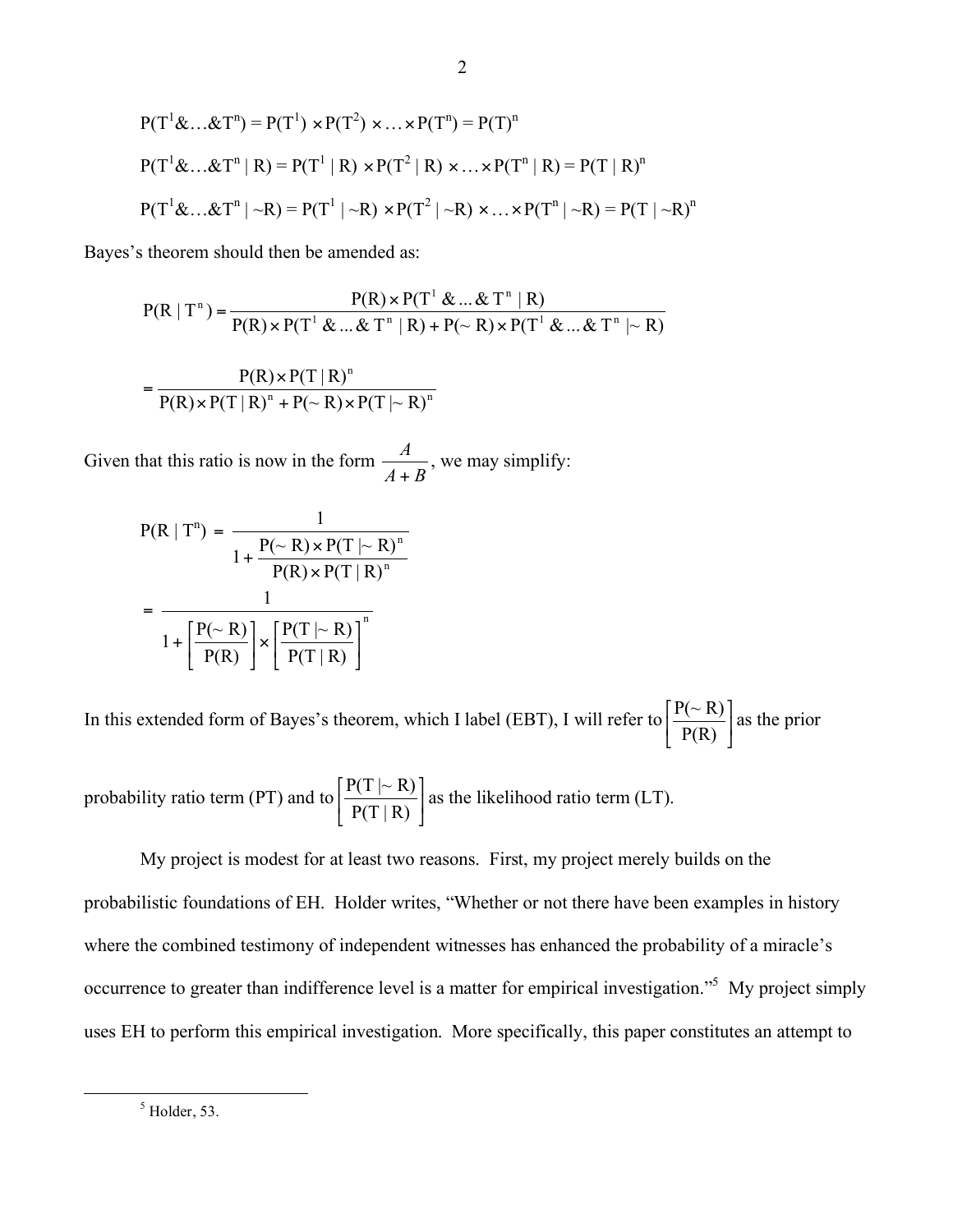$$P(T^1\&\ldots\&T^n) = P(T^1) \times P(T^2) \times \ldots \times P(T^n) = P(T)^n$$

$$P(T^1\&\ldots\&T^n \mid R) = P(T^1 \mid R) \times P(T^2 \mid R) \times \ldots \times P(T^n \mid R) = P(T \mid R)^n$$

$$P(T^1\&\ldots\&T^n \mid \sim R) = P(T^1 \mid \sim R) \times P(T^2 \mid \sim R) \times \ldots \times P(T^n \mid \sim R) = P(T \mid \sim R)^n$$

Bayes's theorem should then be amended as:

$$P(R \mid T^n) = \frac{P(R) \times P(T^1 \& \ldots \& T^n \mid R)}{P(R) \times P(T^1 \& \ldots \& T^n \mid R) + P(\sim R) \times P(T^1 \& \ldots \& T^n \mid \sim R)}$$

$$= \frac{P(R) \times P(T \mid R)^n}{P(R) \times P(T \mid R)^n + P(\sim R) \times P(T \mid \sim R)^n}$$

Given that this ratio is now in the form $\frac{A}{A+B}$, we may simplify:

$$P(R \mid T^n) = \frac{1}{1 + \frac{P(\sim R) \times P(T \mid \sim R)^n}{P(R) \times P(T \mid R)^n}}$$

$$= \frac{1}{1 + \left[\frac{P(\sim R)}{P(R)}\right] \times \left[\frac{P(T \mid \sim R)}{P(T \mid R)}\right]^n}$$

In this extended form of Bayes's theorem, which I label (EBT), I will refer to $\left[\frac{P(\sim R)}{P(R)}\right]$ as the prior probability ratio term (PT) and to $\left[\frac{P(T \mid \sim R)}{P(T \mid R)}\right]$ as the likelihood ratio term (LT).

My project is modest for at least two reasons. First, my project merely builds on the probabilistic foundations of EH. Holder writes, "Whether or not there have been examples in history where the combined testimony of independent witnesses has enhanced the probability of a miracle's occurrence to greater than indifference level is a matter for empirical investigation."[5] My project simply uses EH to perform this empirical investigation. More specifically, this paper constitutes an attempt to

[5] Holder, 53.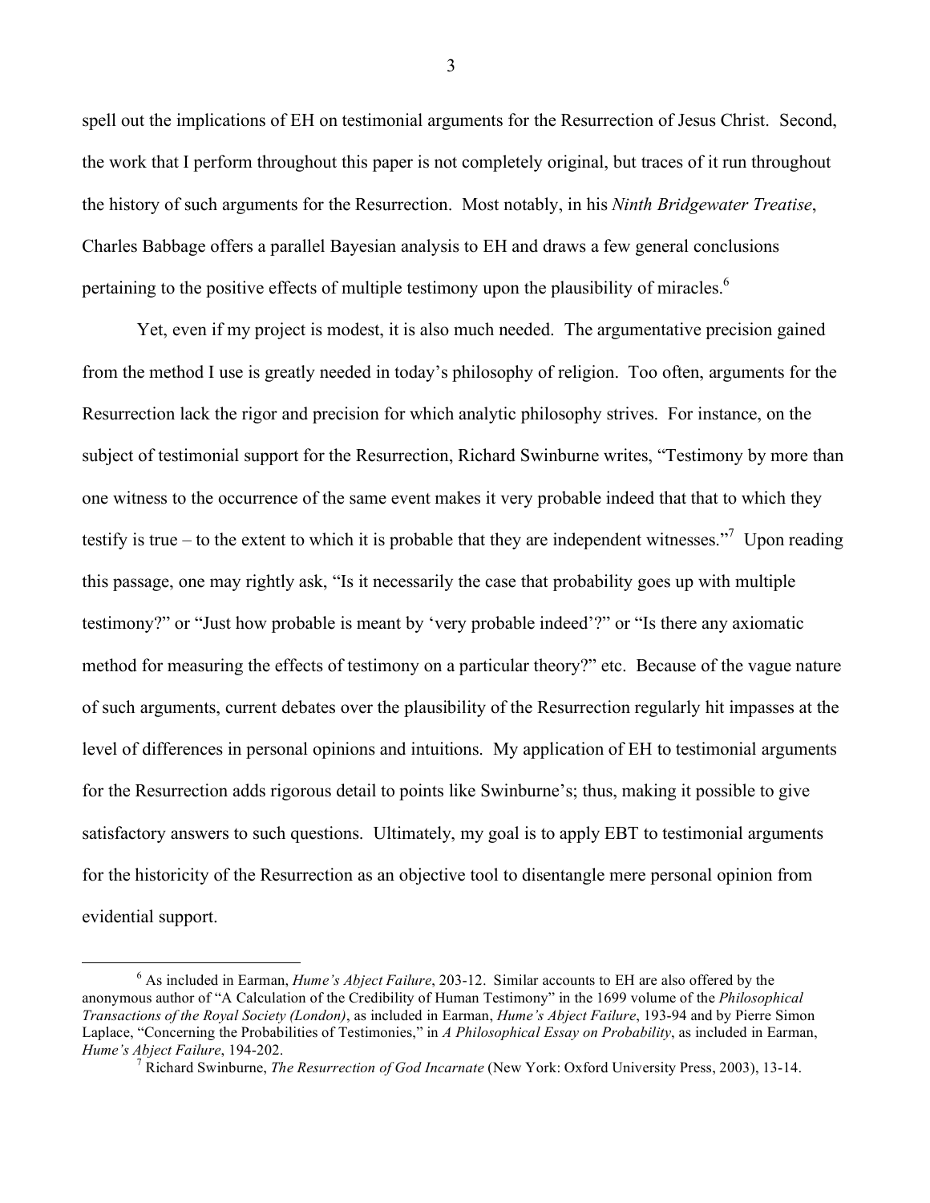spell out the implications of EH on testimonial arguments for the Resurrection of Jesus Christ. Second, the work that I perform throughout this paper is not completely original, but traces of it run throughout the history of such arguments for the Resurrection. Most notably, in his *Ninth Bridgewater Treatise*, Charles Babbage offers a parallel Bayesian analysis to EH and draws a few general conclusions pertaining to the positive effects of multiple testimony upon the plausibility of miracles.[6]

Yet, even if my project is modest, it is also much needed. The argumentative precision gained from the method I use is greatly needed in today's philosophy of religion. Too often, arguments for the Resurrection lack the rigor and precision for which analytic philosophy strives. For instance, on the subject of testimonial support for the Resurrection, Richard Swinburne writes, "Testimony by more than one witness to the occurrence of the same event makes it very probable indeed that that to which they testify is true – to the extent to which it is probable that they are independent witnesses."[7] Upon reading this passage, one may rightly ask, "Is it necessarily the case that probability goes up with multiple testimony?" or "Just how probable is meant by 'very probable indeed'?" or "Is there any axiomatic method for measuring the effects of testimony on a particular theory?" etc. Because of the vague nature of such arguments, current debates over the plausibility of the Resurrection regularly hit impasses at the level of differences in personal opinions and intuitions. My application of EH to testimonial arguments for the Resurrection adds rigorous detail to points like Swinburne's; thus, making it possible to give satisfactory answers to such questions. Ultimately, my goal is to apply EBT to testimonial arguments for the historicity of the Resurrection as an objective tool to disentangle mere personal opinion from evidential support.

[6] As included in Earman, *Hume's Abject Failure*, 203-12. Similar accounts to EH are also offered by the anonymous author of "A Calculation of the Credibility of Human Testimony" in the 1699 volume of the *Philosophical Transactions of the Royal Society (London)*, as included in Earman, *Hume's Abject Failure*, 193-94 and by Pierre Simon Laplace, "Concerning the Probabilities of Testimonies," in *A Philosophical Essay on Probability*, as included in Earman, *Hume's Abject Failure*, 194-202.

[7] Richard Swinburne, *The Resurrection of God Incarnate* (New York: Oxford University Press, 2003), 13-14.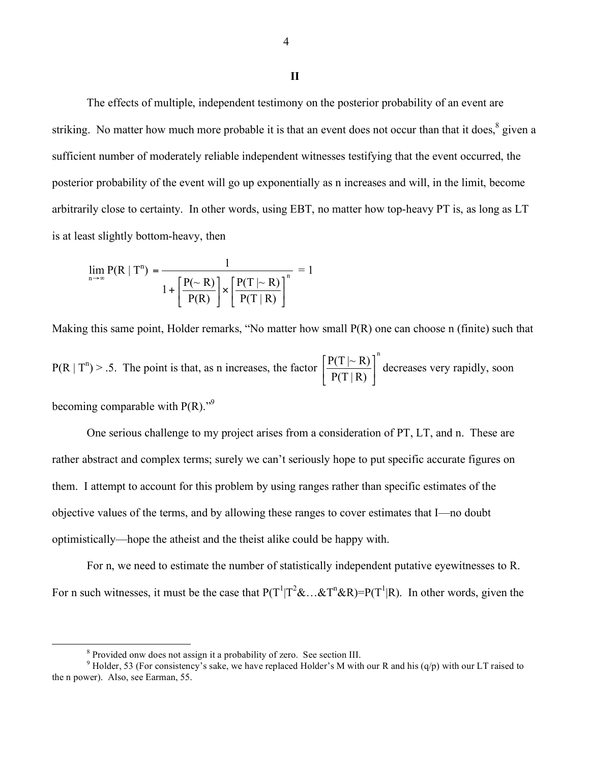## II

The effects of multiple, independent testimony on the posterior probability of an event are striking. No matter how much more probable it is that an event does not occur than that it does,[8] given a sufficient number of moderately reliable independent witnesses testifying that the event occurred, the posterior probability of the event will go up exponentially as n increases and will, in the limit, become arbitrarily close to certainty. In other words, using EBT, no matter how top-heavy PT is, as long as LT is at least slightly bottom-heavy, then

$$\lim_{n \to \infty} P(R \mid T^n) = \frac{1}{1 + \left[\frac{P(\sim R)}{P(R)}\right] \times \left[\frac{P(T \mid \sim R)}{P(T \mid R)}\right]^n} = 1$$

Making this same point, Holder remarks, "No matter how small P(R) one can choose n (finite) such that $P(R \mid T^n) > .5$. The point is that, as n increases, the factor $\left[\frac{P(T \mid \sim R)}{P(T \mid R)}\right]^n$ decreases very rapidly, soon becoming comparable with P(R)."[9]

One serious challenge to my project arises from a consideration of PT, LT, and n. These are rather abstract and complex terms; surely we can't seriously hope to put specific accurate figures on them. I attempt to account for this problem by using ranges rather than specific estimates of the objective values of the terms, and by allowing these ranges to cover estimates that I—no doubt optimistically—hope the atheist and the theist alike could be happy with.

For n, we need to estimate the number of statistically independent putative eyewitnesses to R. For n such witnesses, it must be the case that $P(T^1 \mid T^2 \& \ldots \& T^n \& R) = P(T^1 \mid R)$. In other words, given the

---

[8] Provided onw does not assign it a probability of zero. See section III.

[9] Holder, 53 (For consistency's sake, we have replaced Holder's M with our R and his (q/p) with our LT raised to the n power). Also, see Earman, 55.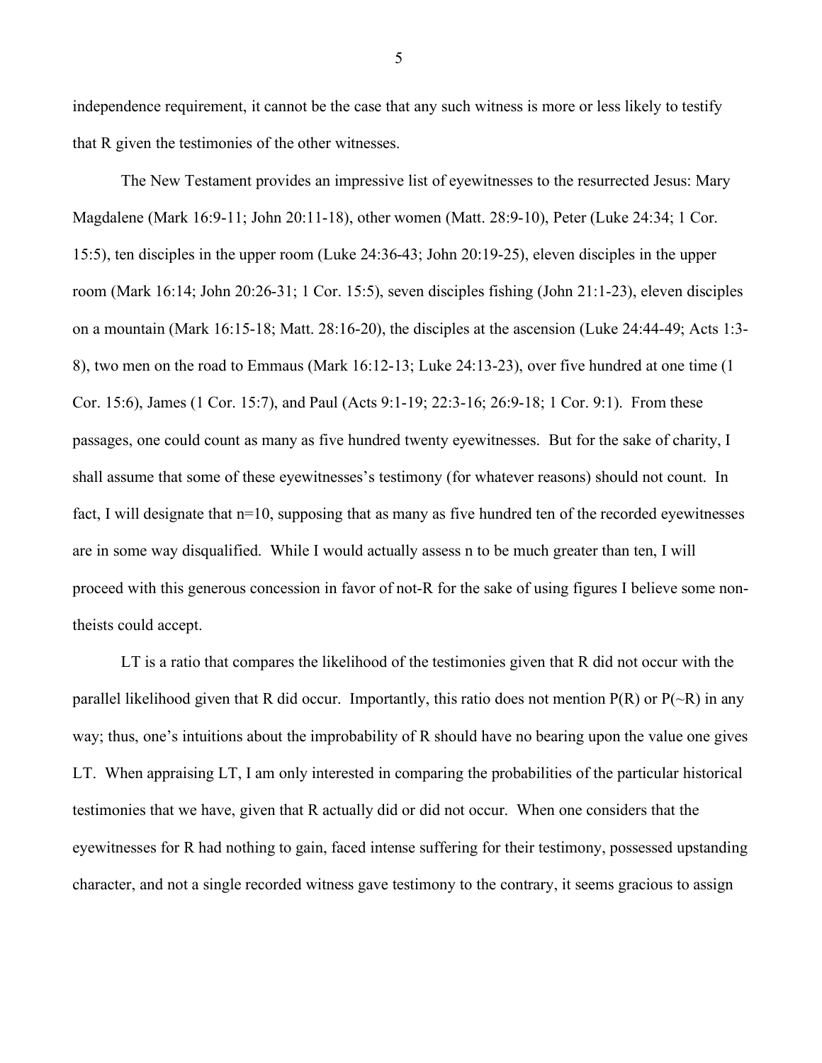independence requirement, it cannot be the case that any such witness is more or less likely to testify that R given the testimonies of the other witnesses.

The New Testament provides an impressive list of eyewitnesses to the resurrected Jesus: Mary Magdalene (Mark 16:9-11; John 20:11-18), other women (Matt. 28:9-10), Peter (Luke 24:34; 1 Cor. 15:5), ten disciples in the upper room (Luke 24:36-43; John 20:19-25), eleven disciples in the upper room (Mark 16:14; John 20:26-31; 1 Cor. 15:5), seven disciples fishing (John 21:1-23), eleven disciples on a mountain (Mark 16:15-18; Matt. 28:16-20), the disciples at the ascension (Luke 24:44-49; Acts 1:3-8), two men on the road to Emmaus (Mark 16:12-13; Luke 24:13-23), over five hundred at one time (1 Cor. 15:6), James (1 Cor. 15:7), and Paul (Acts 9:1-19; 22:3-16; 26:9-18; 1 Cor. 9:1). From these passages, one could count as many as five hundred twenty eyewitnesses. But for the sake of charity, I shall assume that some of these eyewitnesses's testimony (for whatever reasons) should not count. In fact, I will designate that $n=10$, supposing that as many as five hundred ten of the recorded eyewitnesses are in some way disqualified. While I would actually assess $n$ to be much greater than ten, I will proceed with this generous concession in favor of not-R for the sake of using figures I believe some non-theists could accept.

LT is a ratio that compares the likelihood of the testimonies given that R did not occur with the parallel likelihood given that R did occur. Importantly, this ratio does not mention $P(R)$ or $P(\sim R)$ in any way; thus, one's intuitions about the improbability of R should have no bearing upon the value one gives LT. When appraising LT, I am only interested in comparing the probabilities of the particular historical testimonies that we have, given that R actually did or did not occur. When one considers that the eyewitnesses for R had nothing to gain, faced intense suffering for their testimony, possessed upstanding character, and not a single recorded witness gave testimony to the contrary, it seems gracious to assign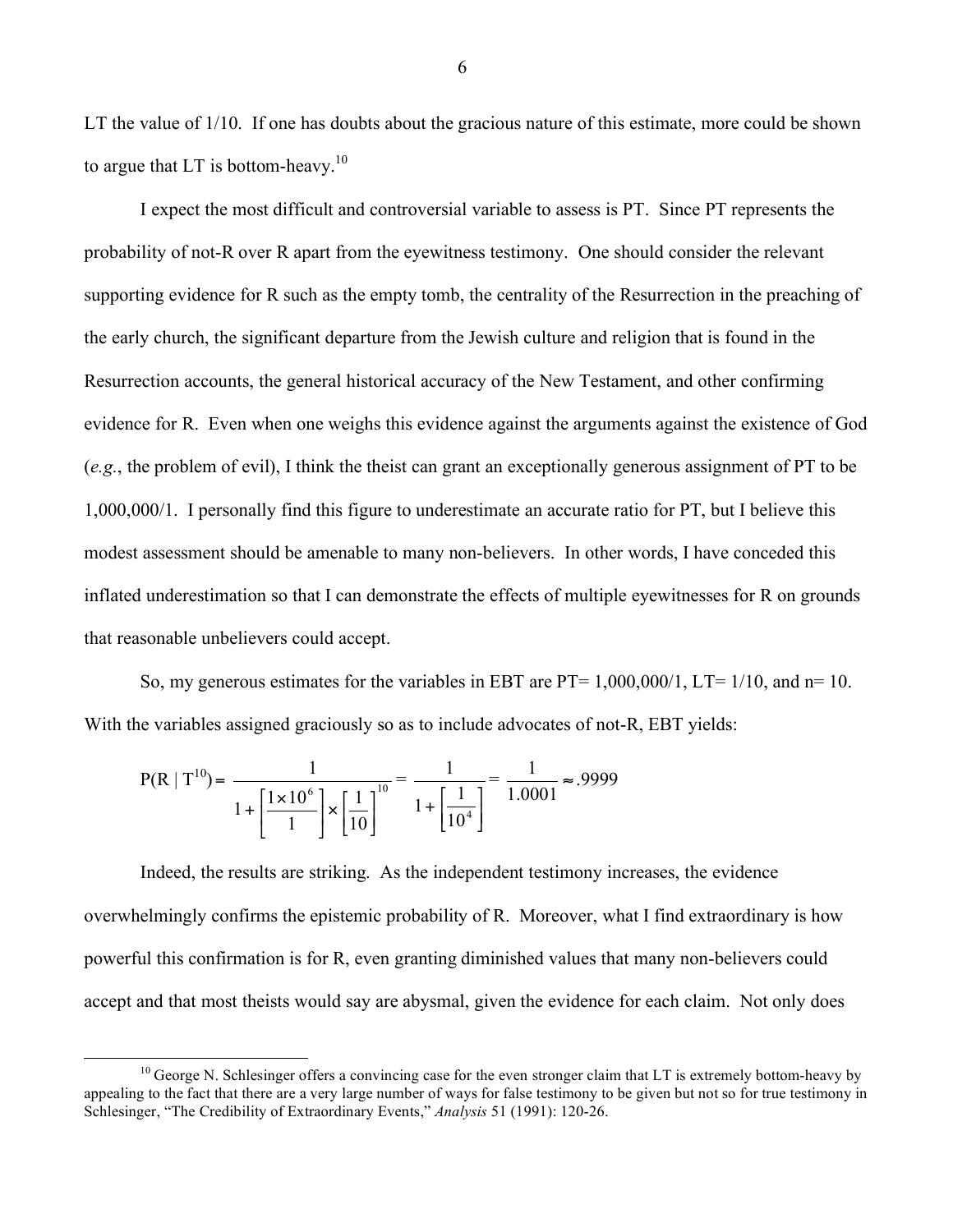LT the value of 1/10. If one has doubts about the gracious nature of this estimate, more could be shown to argue that LT is bottom-heavy.[10]

I expect the most difficult and controversial variable to assess is PT. Since PT represents the probability of not-R over R apart from the eyewitness testimony. One should consider the relevant supporting evidence for R such as the empty tomb, the centrality of the Resurrection in the preaching of the early church, the significant departure from the Jewish culture and religion that is found in the Resurrection accounts, the general historical accuracy of the New Testament, and other confirming evidence for R. Even when one weighs this evidence against the arguments against the existence of God (*e.g.*, the problem of evil), I think the theist can grant an exceptionally generous assignment of PT to be 1,000,000/1. I personally find this figure to underestimate an accurate ratio for PT, but I believe this modest assessment should be amenable to many non-believers. In other words, I have conceded this inflated underestimation so that I can demonstrate the effects of multiple eyewitnesses for R on grounds that reasonable unbelievers could accept.

So, my generous estimates for the variables in EBT are PT= 1,000,000/1, LT= 1/10, and n= 10. With the variables assigned graciously so as to include advocates of not-R, EBT yields:

$$P(R \mid T^{10}) = \frac{1}{1+\left[\frac{1\times 10^{6}}{1}\right]\times\left[\frac{1}{10}\right]^{10}} = \frac{1}{1+\left[\frac{1}{10^{4}}\right]} = \frac{1}{1.0001} \approx .9999$$

Indeed, the results are striking. As the independent testimony increases, the evidence overwhelmingly confirms the epistemic probability of R. Moreover, what I find extraordinary is how powerful this confirmation is for R, even granting diminished values that many non-believers could accept and that most theists would say are abysmal, given the evidence for each claim. Not only does

---

[10] George N. Schlesinger offers a convincing case for the even stronger claim that LT is extremely bottom-heavy by appealing to the fact that there are a very large number of ways for false testimony to be given but not so for true testimony in Schlesinger, "The Credibility of Extraordinary Events," *Analysis* 51 (1991): 120-26.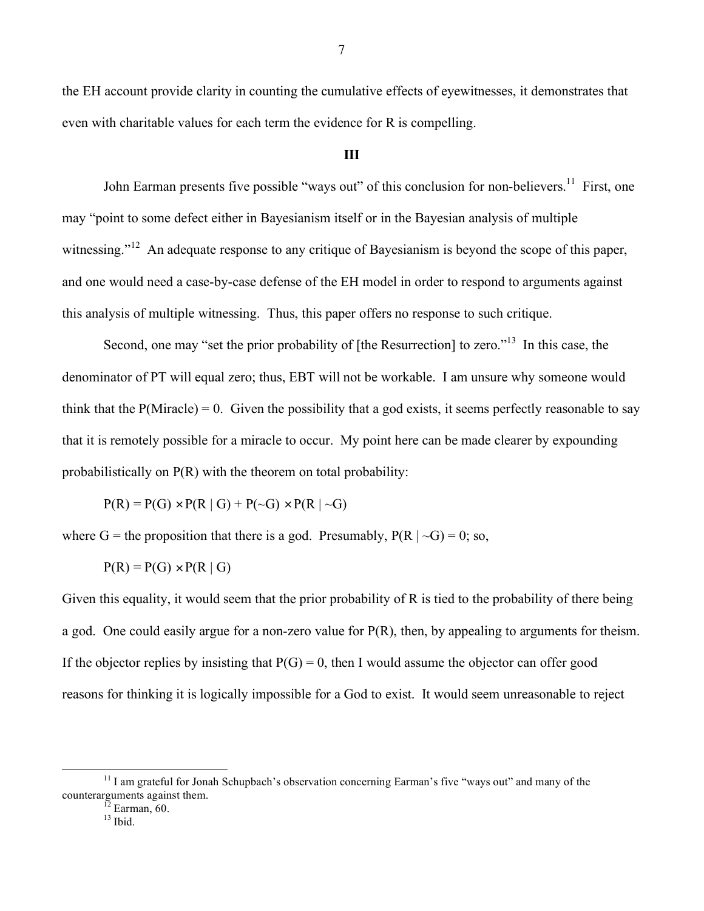the EH account provide clarity in counting the cumulative effects of eyewitnesses, it demonstrates that even with charitable values for each term the evidence for R is compelling.

## III

John Earman presents five possible "ways out" of this conclusion for non-believers.[11] First, one may "point to some defect either in Bayesianism itself or in the Bayesian analysis of multiple witnessing."[12] An adequate response to any critique of Bayesianism is beyond the scope of this paper, and one would need a case-by-case defense of the EH model in order to respond to arguments against this analysis of multiple witnessing. Thus, this paper offers no response to such critique.

Second, one may "set the prior probability of [the Resurrection] to zero."[13] In this case, the denominator of PT will equal zero; thus, EBT will not be workable. I am unsure why someone would think that the $P(\text{Miracle}) = 0$. Given the possibility that a god exists, it seems perfectly reasonable to say that it is remotely possible for a miracle to occur. My point here can be made clearer by expounding probabilistically on $P(R)$ with the theorem on total probability:

$$P(R) = P(G) \times P(R \mid G) + P(\sim G) \times P(R \mid \sim G)$$

where G = the proposition that there is a god. Presumably, $P(R \mid \sim G) = 0$; so,

$$P(R) = P(G) \times P(R \mid G)$$

Given this equality, it would seem that the prior probability of R is tied to the probability of there being a god. One could easily argue for a non-zero value for $P(R)$, then, by appealing to arguments for theism. If the objector replies by insisting that $P(G) = 0$, then I would assume the objector can offer good reasons for thinking it is logically impossible for a God to exist. It would seem unreasonable to reject

---

[11] I am grateful for Jonah Schupbach's observation concerning Earman's five "ways out" and many of the counterarguments against them.

[12] Earman, 60.

[13] Ibid.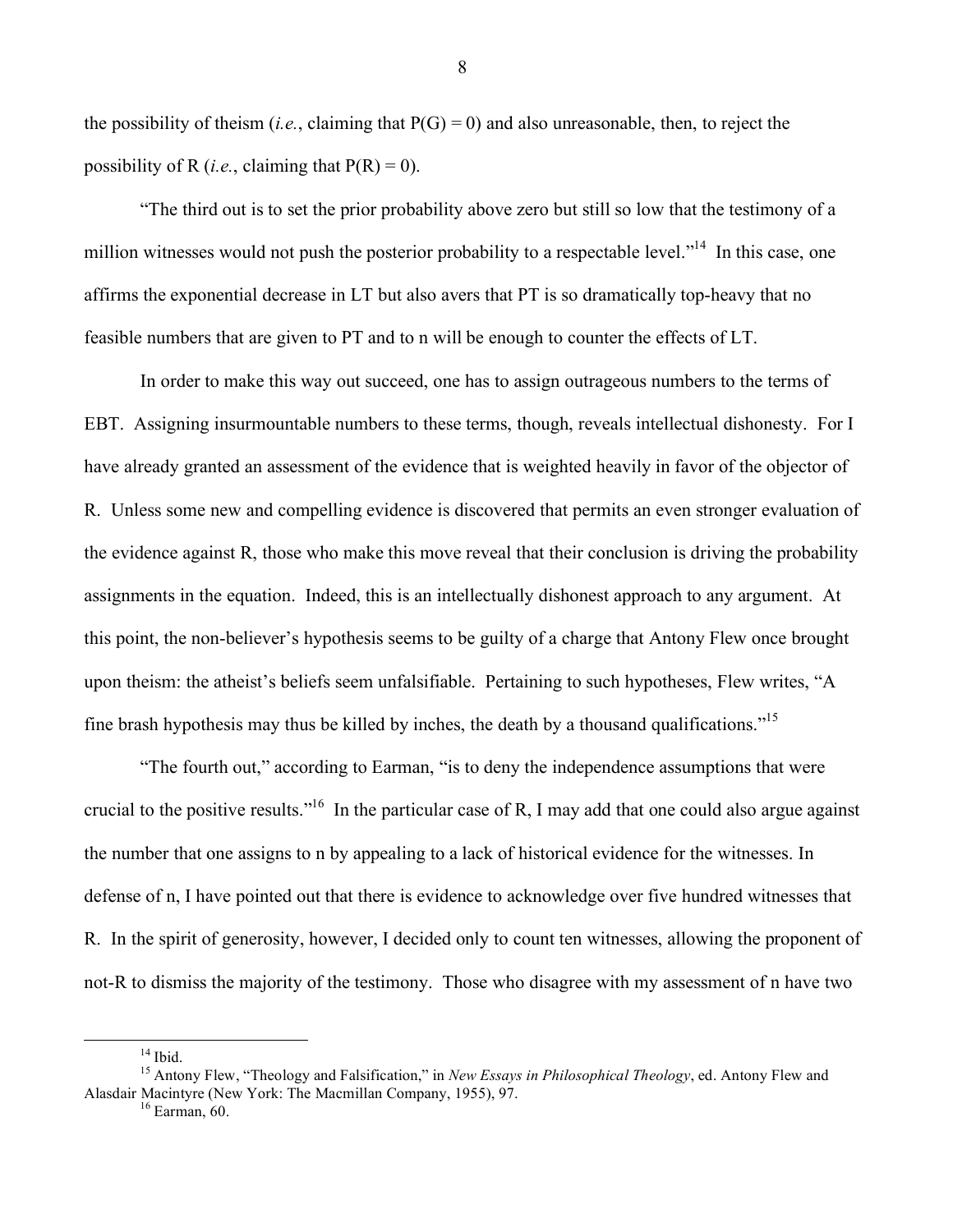the possibility of theism (*i.e.*, claiming that $P(G) = 0$) and also unreasonable, then, to reject the possibility of R (*i.e.*, claiming that $P(R) = 0$).

"The third out is to set the prior probability above zero but still so low that the testimony of a million witnesses would not push the posterior probability to a respectable level."[14] In this case, one affirms the exponential decrease in LT but also avers that PT is so dramatically top-heavy that no feasible numbers that are given to PT and to n will be enough to counter the effects of LT.

In order to make this way out succeed, one has to assign outrageous numbers to the terms of EBT. Assigning insurmountable numbers to these terms, though, reveals intellectual dishonesty. For I have already granted an assessment of the evidence that is weighted heavily in favor of the objector of R. Unless some new and compelling evidence is discovered that permits an even stronger evaluation of the evidence against R, those who make this move reveal that their conclusion is driving the probability assignments in the equation. Indeed, this is an intellectually dishonest approach to any argument. At this point, the non-believer's hypothesis seems to be guilty of a charge that Antony Flew once brought upon theism: the atheist's beliefs seem unfalsifiable. Pertaining to such hypotheses, Flew writes, "A fine brash hypothesis may thus be killed by inches, the death by a thousand qualifications."[15]

"The fourth out," according to Earman, "is to deny the independence assumptions that were crucial to the positive results."[16] In the particular case of R, I may add that one could also argue against the number that one assigns to n by appealing to a lack of historical evidence for the witnesses. In defense of n, I have pointed out that there is evidence to acknowledge over five hundred witnesses that R. In the spirit of generosity, however, I decided only to count ten witnesses, allowing the proponent of not-R to dismiss the majority of the testimony. Those who disagree with my assessment of n have two

---

[14] Ibid.

[15] Antony Flew, "Theology and Falsification," in *New Essays in Philosophical Theology*, ed. Antony Flew and Alasdair Macintyre (New York: The Macmillan Company, 1955), 97.

[16] Earman, 60.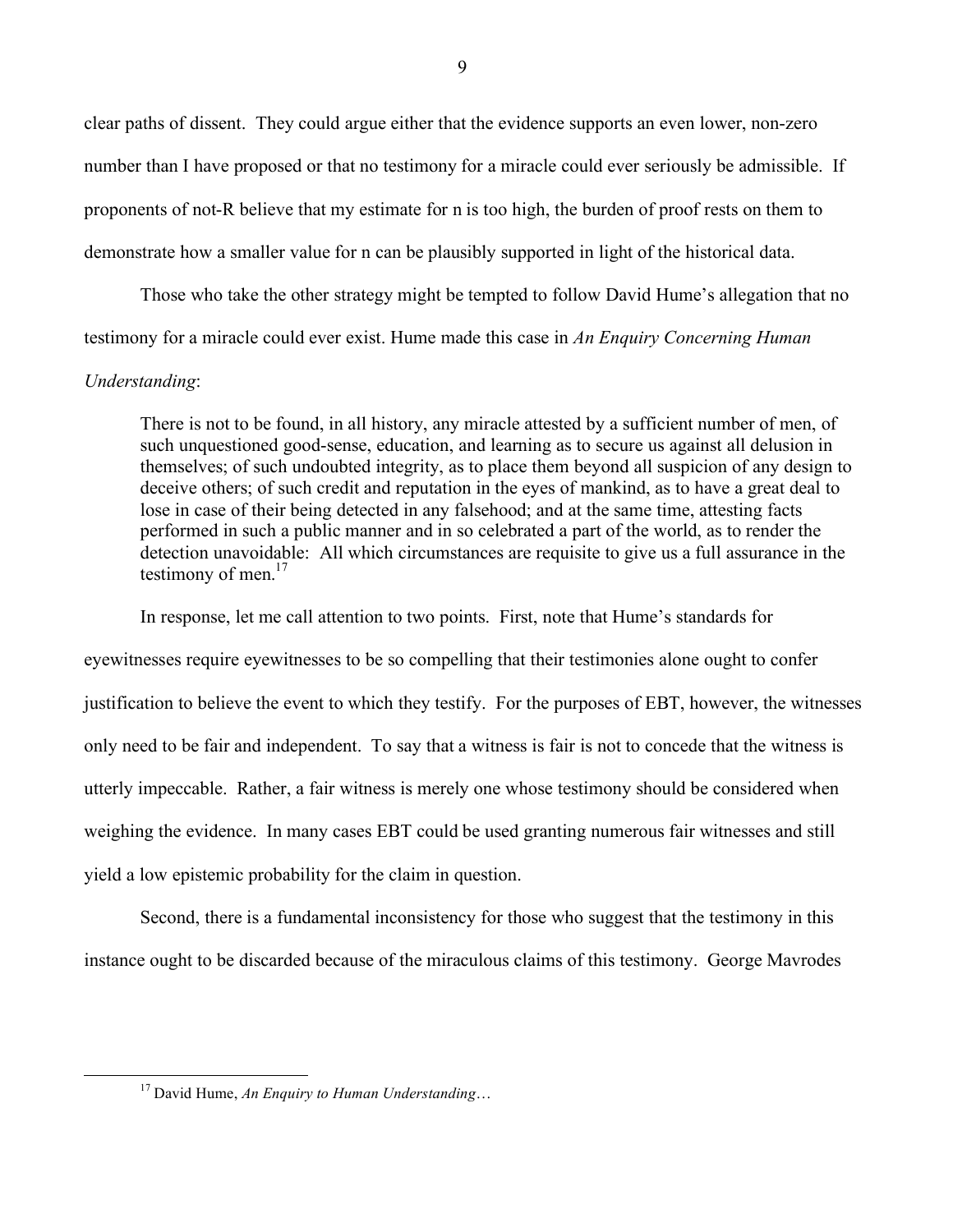clear paths of dissent. They could argue either that the evidence supports an even lower, non-zero number than I have proposed or that no testimony for a miracle could ever seriously be admissible. If proponents of not-R believe that my estimate for n is too high, the burden of proof rests on them to demonstrate how a smaller value for n can be plausibly supported in light of the historical data.

Those who take the other strategy might be tempted to follow David Hume's allegation that no testimony for a miracle could ever exist. Hume made this case in *An Enquiry Concerning Human Understanding*:

> There is not to be found, in all history, any miracle attested by a sufficient number of men, of such unquestioned good-sense, education, and learning as to secure us against all delusion in themselves; of such undoubted integrity, as to place them beyond all suspicion of any design to deceive others; of such credit and reputation in the eyes of mankind, as to have a great deal to lose in case of their being detected in any falsehood; and at the same time, attesting facts performed in such a public manner and in so celebrated a part of the world, as to render the detection unavoidable: All which circumstances are requisite to give us a full assurance in the testimony of men.[17]

In response, let me call attention to two points. First, note that Hume's standards for eyewitnesses require eyewitnesses to be so compelling that their testimonies alone ought to confer justification to believe the event to which they testify. For the purposes of EBT, however, the witnesses only need to be fair and independent. To say that a witness is fair is not to concede that the witness is utterly impeccable. Rather, a fair witness is merely one whose testimony should be considered when weighing the evidence. In many cases EBT could be used granting numerous fair witnesses and still yield a low epistemic probability for the claim in question.

Second, there is a fundamental inconsistency for those who suggest that the testimony in this instance ought to be discarded because of the miraculous claims of this testimony. George Mavrodes

---

[17] David Hume, *An Enquiry to Human Understanding*…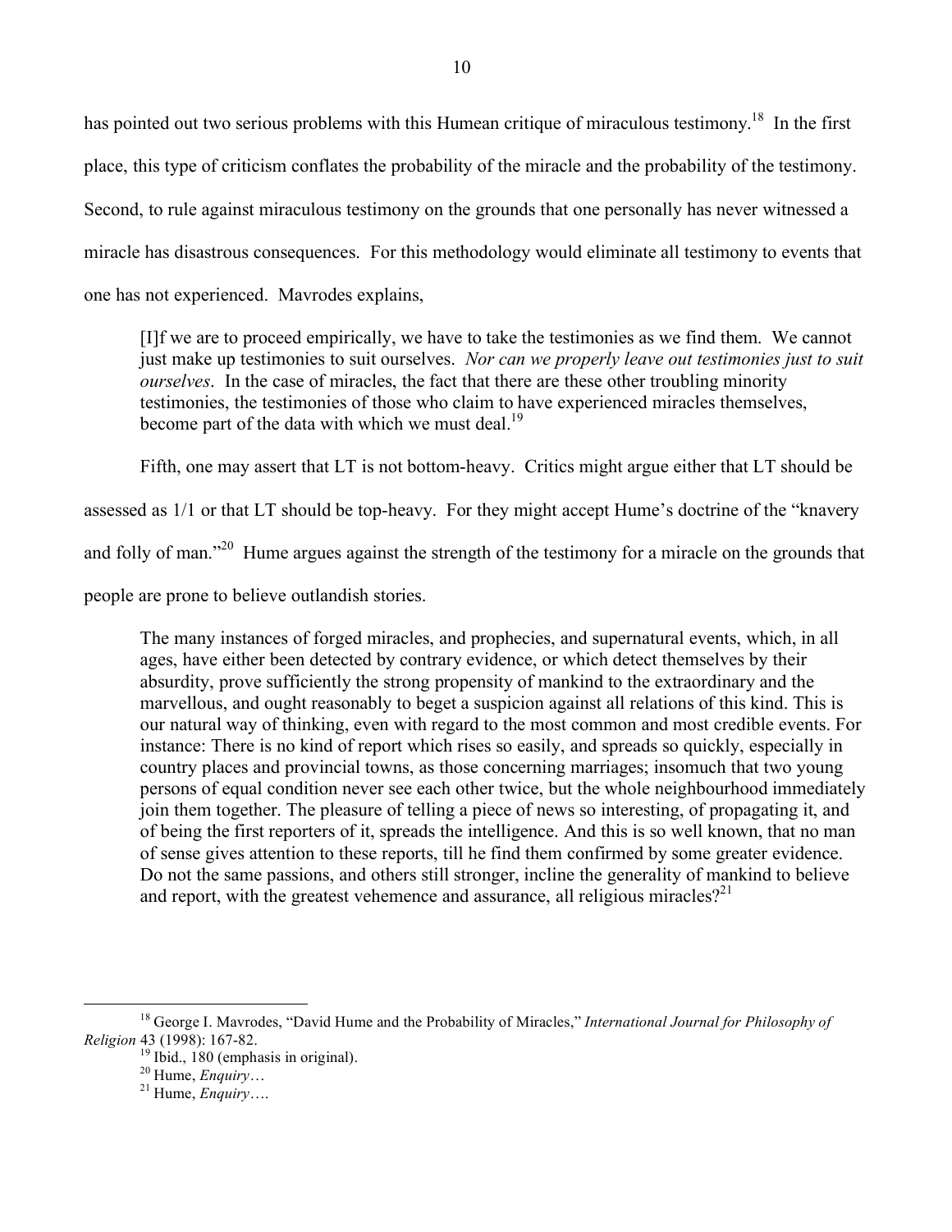has pointed out two serious problems with this Humean critique of miraculous testimony.[18] In the first place, this type of criticism conflates the probability of the miracle and the probability of the testimony. Second, to rule against miraculous testimony on the grounds that one personally has never witnessed a miracle has disastrous consequences. For this methodology would eliminate all testimony to events that one has not experienced. Mavrodes explains,

> [I]f we are to proceed empirically, we have to take the testimonies as we find them. We cannot just make up testimonies to suit ourselves. *Nor can we properly leave out testimonies just to suit ourselves*. In the case of miracles, the fact that there are these other troubling minority testimonies, the testimonies of those who claim to have experienced miracles themselves, become part of the data with which we must deal.[19]

Fifth, one may assert that LT is not bottom-heavy. Critics might argue either that LT should be assessed as 1/1 or that LT should be top-heavy. For they might accept Hume's doctrine of the "knavery and folly of man."[20] Hume argues against the strength of the testimony for a miracle on the grounds that people are prone to believe outlandish stories.

> The many instances of forged miracles, and prophecies, and supernatural events, which, in all ages, have either been detected by contrary evidence, or which detect themselves by their absurdity, prove sufficiently the strong propensity of mankind to the extraordinary and the marvellous, and ought reasonably to beget a suspicion against all relations of this kind. This is our natural way of thinking, even with regard to the most common and most credible events. For instance: There is no kind of report which rises so easily, and spreads so quickly, especially in country places and provincial towns, as those concerning marriages; insomuch that two young persons of equal condition never see each other twice, but the whole neighbourhood immediately join them together. The pleasure of telling a piece of news so interesting, of propagating it, and of being the first reporters of it, spreads the intelligence. And this is so well known, that no man of sense gives attention to these reports, till he find them confirmed by some greater evidence. Do not the same passions, and others still stronger, incline the generality of mankind to believe and report, with the greatest vehemence and assurance, all religious miracles?[21]

---

[18] George I. Mavrodes, "David Hume and the Probability of Miracles," *International Journal for Philosophy of Religion* 43 (1998): 167-82.

[19] Ibid., 180 (emphasis in original).

[20] Hume, *Enquiry*…

[21] Hume, *Enquiry*….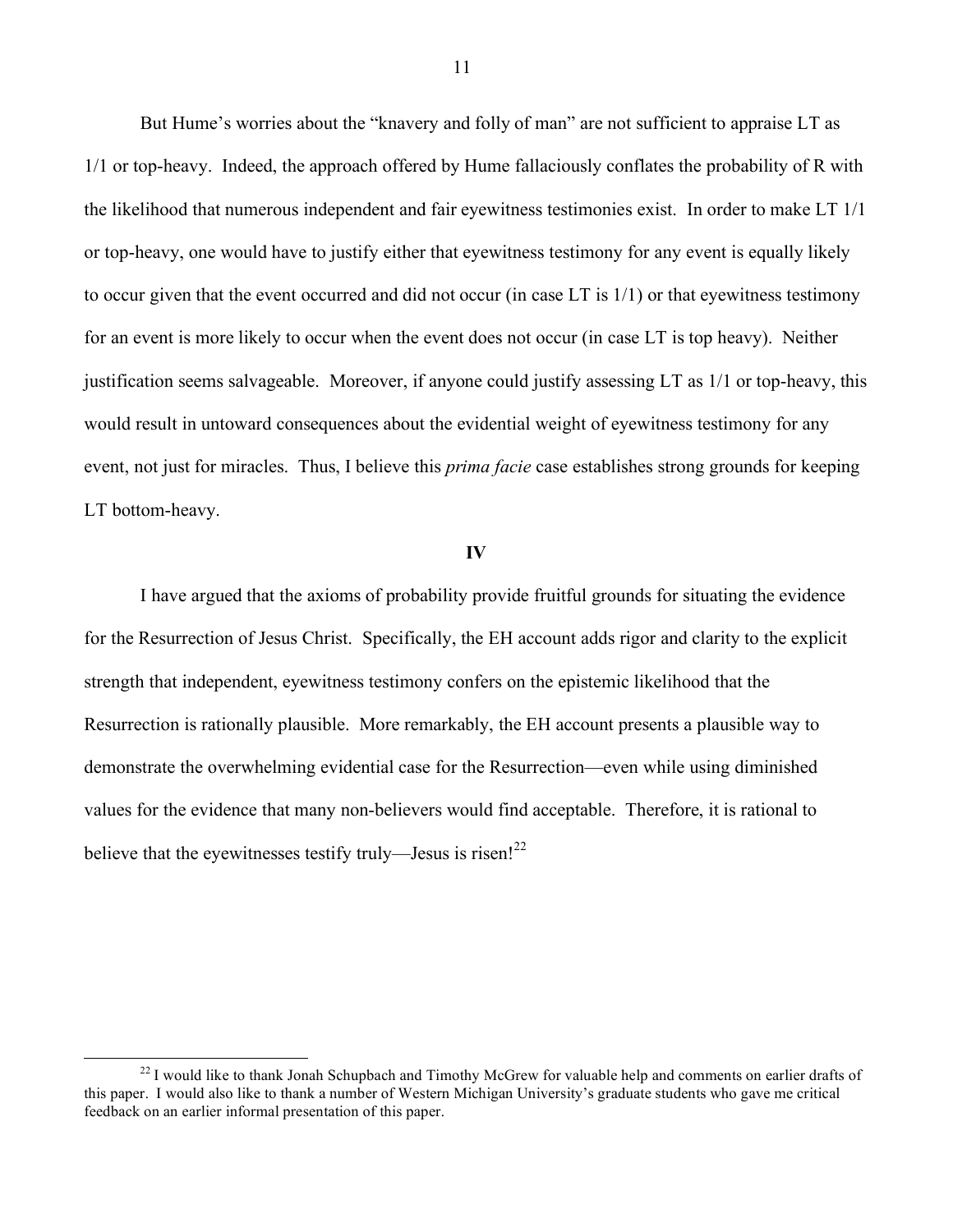But Hume's worries about the "knavery and folly of man" are not sufficient to appraise LT as 1/1 or top-heavy. Indeed, the approach offered by Hume fallaciously conflates the probability of R with the likelihood that numerous independent and fair eyewitness testimonies exist. In order to make LT 1/1 or top-heavy, one would have to justify either that eyewitness testimony for any event is equally likely to occur given that the event occurred and did not occur (in case LT is 1/1) or that eyewitness testimony for an event is more likely to occur when the event does not occur (in case LT is top heavy). Neither justification seems salvageable. Moreover, if anyone could justify assessing LT as 1/1 or top-heavy, this would result in untoward consequences about the evidential weight of eyewitness testimony for any event, not just for miracles. Thus, I believe this *prima facie* case establishes strong grounds for keeping LT bottom-heavy.

## IV

I have argued that the axioms of probability provide fruitful grounds for situating the evidence for the Resurrection of Jesus Christ. Specifically, the EH account adds rigor and clarity to the explicit strength that independent, eyewitness testimony confers on the epistemic likelihood that the Resurrection is rationally plausible. More remarkably, the EH account presents a plausible way to demonstrate the overwhelming evidential case for the Resurrection—even while using diminished values for the evidence that many non-believers would find acceptable. Therefore, it is rational to believe that the eyewitnesses testify truly—Jesus is risen![22]

[22] I would like to thank Jonah Schupbach and Timothy McGrew for valuable help and comments on earlier drafts of this paper. I would also like to thank a number of Western Michigan University's graduate students who gave me critical feedback on an earlier informal presentation of this paper.